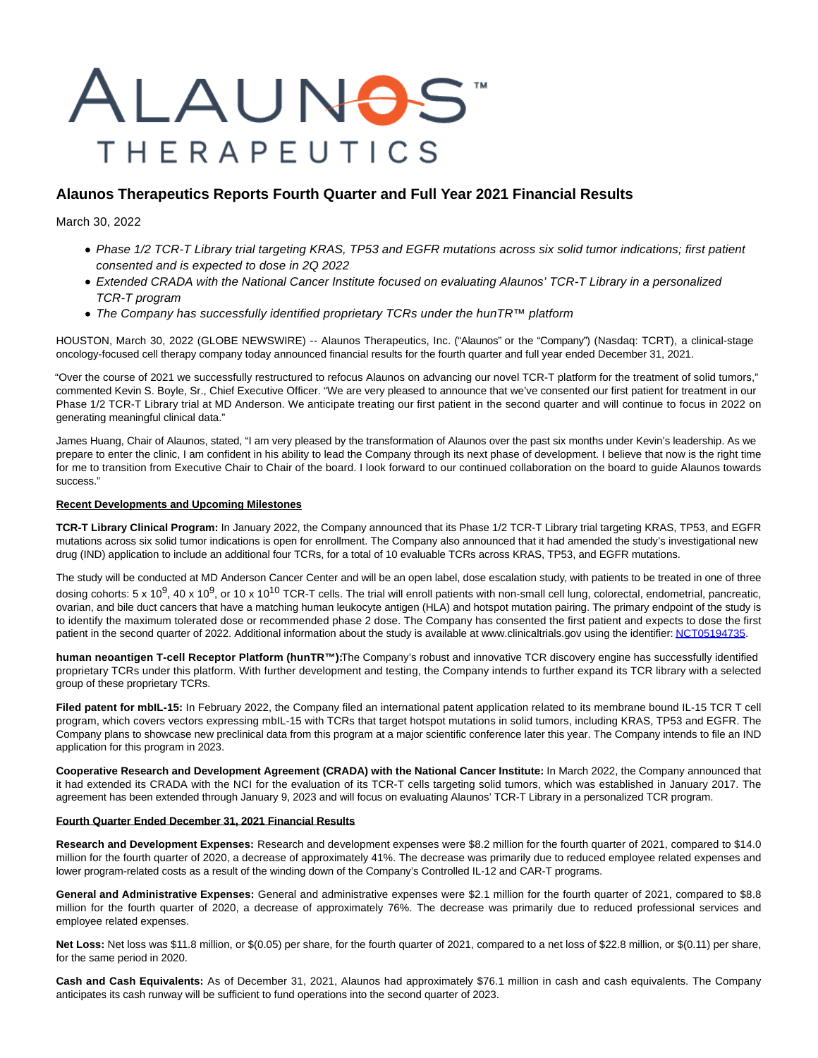ALAUNOS™ THERAPEUTICS

# Alaunos Therapeutics Reports Fourth Quarter and Full Year 2021 Financial Results

March 30, 2022

- *Phase 1/2 TCR-T Library trial targeting KRAS, TP53 and EGFR mutations across six solid tumor indications; first patient consented and is expected to dose in 2Q 2022*
- *Extended CRADA with the National Cancer Institute focused on evaluating Alaunos' TCR-T Library in a personalized TCR-T program*
- *The Company has successfully identified proprietary TCRs under the hunTR™ platform*

HOUSTON, March 30, 2022 (GLOBE NEWSWIRE) -- Alaunos Therapeutics, Inc. ("Alaunos" or the "Company") (Nasdaq: TCRT), a clinical-stage oncology-focused cell therapy company today announced financial results for the fourth quarter and full year ended December 31, 2021.

"Over the course of 2021 we successfully restructured to refocus Alaunos on advancing our novel TCR-T platform for the treatment of solid tumors," commented Kevin S. Boyle, Sr., Chief Executive Officer. "We are very pleased to announce that we've consented our first patient for treatment in our Phase 1/2 TCR-T Library trial at MD Anderson. We anticipate treating our first patient in the second quarter and will continue to focus in 2022 on generating meaningful clinical data."

James Huang, Chair of Alaunos, stated, "I am very pleased by the transformation of Alaunos over the past six months under Kevin's leadership. As we prepare to enter the clinic, I am confident in his ability to lead the Company through its next phase of development. I believe that now is the right time for me to transition from Executive Chair to Chair of the board. I look forward to our continued collaboration on the board to guide Alaunos towards success."

**Recent Developments and Upcoming Milestones**

**TCR-T Library Clinical Program:** In January 2022, the Company announced that its Phase 1/2 TCR-T Library trial targeting KRAS, TP53, and EGFR mutations across six solid tumor indications is open for enrollment. The Company also announced that it had amended the study's investigational new drug (IND) application to include an additional four TCRs, for a total of 10 evaluable TCRs across KRAS, TP53, and EGFR mutations.

The study will be conducted at MD Anderson Cancer Center and will be an open label, dose escalation study, with patients to be treated in one of three dosing cohorts: $5 \times 10^9$, $40 \times 10^9$, or $10 \times 10^{10}$ TCR-T cells. The trial will enroll patients with non-small cell lung, colorectal, endometrial, pancreatic, ovarian, and bile duct cancers that have a matching human leukocyte antigen (HLA) and hotspot mutation pairing. The primary endpoint of the study is to identify the maximum tolerated dose or recommended phase 2 dose. The Company has consented the first patient and expects to dose the first patient in the second quarter of 2022. Additional information about the study is available at www.clinicaltrials.gov using the identifier: NCT05194735.

**human neoantigen T-cell Receptor Platform (hunTR™):** The Company's robust and innovative TCR discovery engine has successfully identified proprietary TCRs under this platform. With further development and testing, the Company intends to further expand its TCR library with a selected group of these proprietary TCRs.

**Filed patent for mbIL-15:** In February 2022, the Company filed an international patent application related to its membrane bound IL-15 TCR T cell program, which covers vectors expressing mbIL-15 with TCRs that target hotspot mutations in solid tumors, including KRAS, TP53 and EGFR. The Company plans to showcase new preclinical data from this program at a major scientific conference later this year. The Company intends to file an IND application for this program in 2023.

**Cooperative Research and Development Agreement (CRADA) with the National Cancer Institute:** In March 2022, the Company announced that it had extended its CRADA with the NCI for the evaluation of its TCR-T cells targeting solid tumors, which was established in January 2017. The agreement has been extended through January 9, 2023 and will focus on evaluating Alaunos' TCR-T Library in a personalized TCR program.

**Fourth Quarter Ended December 31, 2021 Financial Results**

**Research and Development Expenses:** Research and development expenses were $8.2 million for the fourth quarter of 2021, compared to $14.0 million for the fourth quarter of 2020, a decrease of approximately 41%. The decrease was primarily due to reduced employee related expenses and lower program-related costs as a result of the winding down of the Company's Controlled IL-12 and CAR-T programs.

**General and Administrative Expenses:** General and administrative expenses were $2.1 million for the fourth quarter of 2021, compared to $8.8 million for the fourth quarter of 2020, a decrease of approximately 76%. The decrease was primarily due to reduced professional services and employee related expenses.

**Net Loss:** Net loss was $11.8 million, or $(0.05) per share, for the fourth quarter of 2021, compared to a net loss of $22.8 million, or $(0.11) per share, for the same period in 2020.

**Cash and Cash Equivalents:** As of December 31, 2021, Alaunos had approximately $76.1 million in cash and cash equivalents. The Company anticipates its cash runway will be sufficient to fund operations into the second quarter of 2023.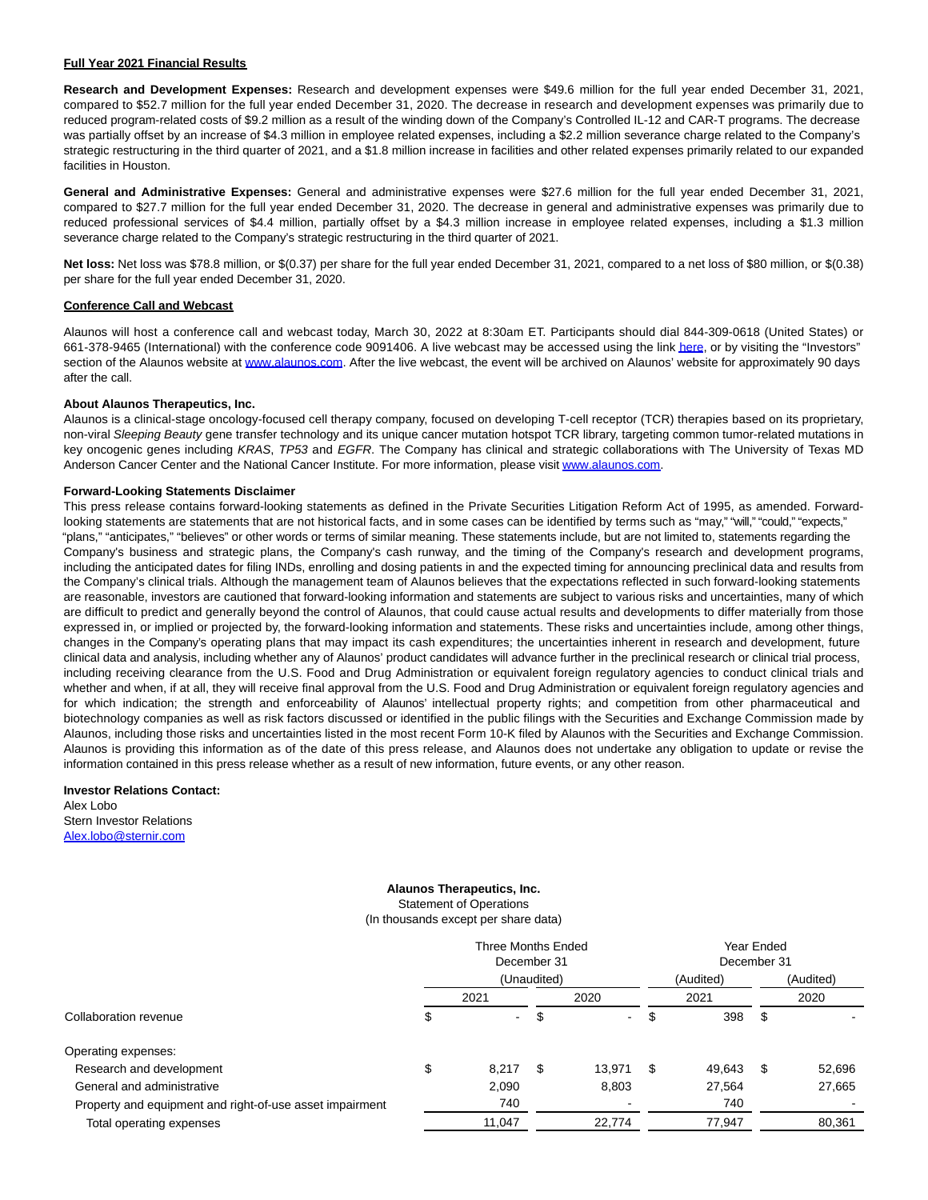**Full Year 2021 Financial Results**

**Research and Development Expenses:** Research and development expenses were $49.6 million for the full year ended December 31, 2021, compared to $52.7 million for the full year ended December 31, 2020. The decrease in research and development expenses was primarily due to reduced program-related costs of $9.2 million as a result of the winding down of the Company's Controlled IL-12 and CAR-T programs. The decrease was partially offset by an increase of $4.3 million in employee related expenses, including a $2.2 million severance charge related to the Company's strategic restructuring in the third quarter of 2021, and a $1.8 million increase in facilities and other related expenses primarily related to our expanded facilities in Houston.

**General and Administrative Expenses:** General and administrative expenses were $27.6 million for the full year ended December 31, 2021, compared to $27.7 million for the full year ended December 31, 2020. The decrease in general and administrative expenses was primarily due to reduced professional services of $4.4 million, partially offset by a $4.3 million increase in employee related expenses, including a $1.3 million severance charge related to the Company's strategic restructuring in the third quarter of 2021.

**Net loss:** Net loss was $78.8 million, or $(0.37) per share for the full year ended December 31, 2021, compared to a net loss of $80 million, or $(0.38) per share for the full year ended December 31, 2020.

**Conference Call and Webcast**

Alaunos will host a conference call and webcast today, March 30, 2022 at 8:30am ET. Participants should dial 844-309-0618 (United States) or 661-378-9465 (International) with the conference code 9091406. A live webcast may be accessed using the link here, or by visiting the "Investors" section of the Alaunos website at www.alaunos.com. After the live webcast, the event will be archived on Alaunos' website for approximately 90 days after the call.

**About Alaunos Therapeutics, Inc.**

Alaunos is a clinical-stage oncology-focused cell therapy company, focused on developing T-cell receptor (TCR) therapies based on its proprietary, non-viral *Sleeping Beauty* gene transfer technology and its unique cancer mutation hotspot TCR library, targeting common tumor-related mutations in key oncogenic genes including *KRAS*, *TP53* and *EGFR*. The Company has clinical and strategic collaborations with The University of Texas MD Anderson Cancer Center and the National Cancer Institute. For more information, please visit www.alaunos.com.

**Forward-Looking Statements Disclaimer**

This press release contains forward-looking statements as defined in the Private Securities Litigation Reform Act of 1995, as amended. Forward-looking statements are statements that are not historical facts, and in some cases can be identified by terms such as "may," "will," "could," "expects," "plans," "anticipates," "believes" or other words or terms of similar meaning. These statements include, but are not limited to, statements regarding the Company's business and strategic plans, the Company's cash runway, and the timing of the Company's research and development programs, including the anticipated dates for filing INDs, enrolling and dosing patients in and the expected timing for announcing preclinical data and results from the Company's clinical trials. Although the management team of Alaunos believes that the expectations reflected in such forward-looking statements are reasonable, investors are cautioned that forward-looking information and statements are subject to various risks and uncertainties, many of which are difficult to predict and generally beyond the control of Alaunos, that could cause actual results and developments to differ materially from those expressed in, or implied or projected by, the forward-looking information and statements. These risks and uncertainties include, among other things, changes in the Company's operating plans that may impact its cash expenditures; the uncertainties inherent in research and development, future clinical data and analysis, including whether any of Alaunos' product candidates will advance further in the preclinical research or clinical trial process, including receiving clearance from the U.S. Food and Drug Administration or equivalent foreign regulatory agencies to conduct clinical trials and whether and when, if at all, they will receive final approval from the U.S. Food and Drug Administration or equivalent foreign regulatory agencies and for which indication; the strength and enforceability of Alaunos' intellectual property rights; and competition from other pharmaceutical and biotechnology companies as well as risk factors discussed or identified in the public filings with the Securities and Exchange Commission made by Alaunos, including those risks and uncertainties listed in the most recent Form 10-K filed by Alaunos with the Securities and Exchange Commission. Alaunos is providing this information as of the date of this press release, and Alaunos does not undertake any obligation to update or revise the information contained in this press release whether as a result of new information, future events, or any other reason.

**Investor Relations Contact:**
Alex Lobo
Stern Investor Relations
Alex.lobo@sternir.com

**Alaunos Therapeutics, Inc.**
Statement of Operations
(In thousands except per share data)

| | Three Months Ended December 31 (Unaudited) | | Year Ended December 31 | |
|---|---|---|---|---|
| | | | (Audited) | (Audited) |
| | 2021 | 2020 | 2021 | 2020 |
| Collaboration revenue | $ - | $ - | $ 398 | $ - |
| Operating expenses: | | | | |
| Research and development | $ 8,217 | $ 13,971 | $ 49,643 | $ 52,696 |
| General and administrative | 2,090 | 8,803 | 27,564 | 27,665 |
| Property and equipment and right-of-use asset impairment | 740 | - | 740 | - |
| Total operating expenses | 11,047 | 22,774 | 77,947 | 80,361 |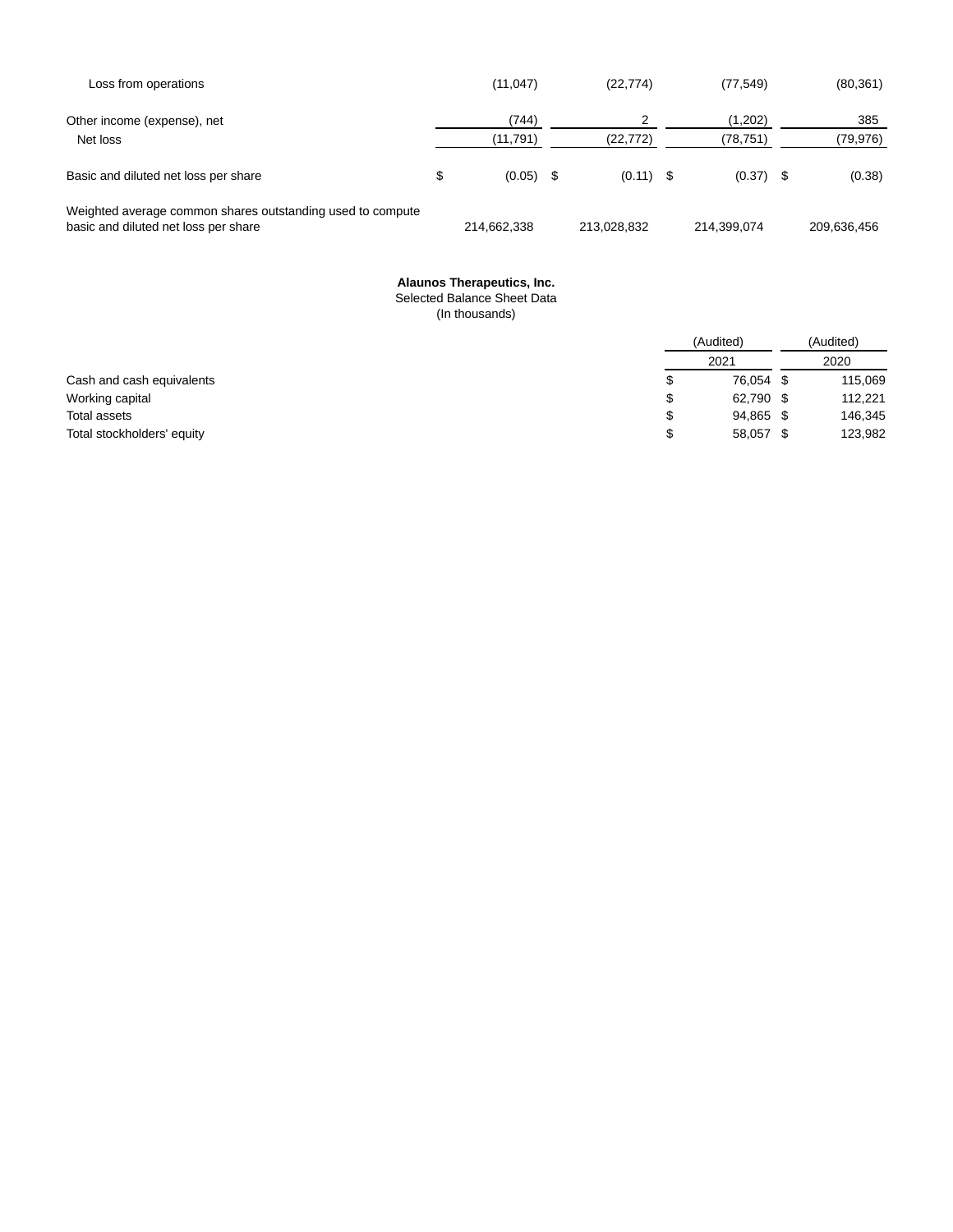| | | | | |
|---|---|---|---|---|
| Loss from operations | (11,047) | (22,774) | (77,549) | (80,361) |
| Other income (expense), net | (744) | 2 | (1,202) | 385 |
| Net loss | (11,791) | (22,772) | (78,751) | (79,976) |
| Basic and diluted net loss per share | $ (0.05) | $ (0.11) | $ (0.37) | $ (0.38) |
| Weighted average common shares outstanding used to compute basic and diluted net loss per share | 214,662,338 | 213,028,832 | 214,399,074 | 209,636,456 |

**Alaunos Therapeutics, Inc.**
Selected Balance Sheet Data
(In thousands)

| | (Audited) 2021 | (Audited) 2020 |
|---|---|---|
| Cash and cash equivalents | $ 76,054 | $ 115,069 |
| Working capital | $ 62,790 | $ 112,221 |
| Total assets | $ 94,865 | $ 146,345 |
| Total stockholders' equity | $ 58,057 | $ 123,982 |